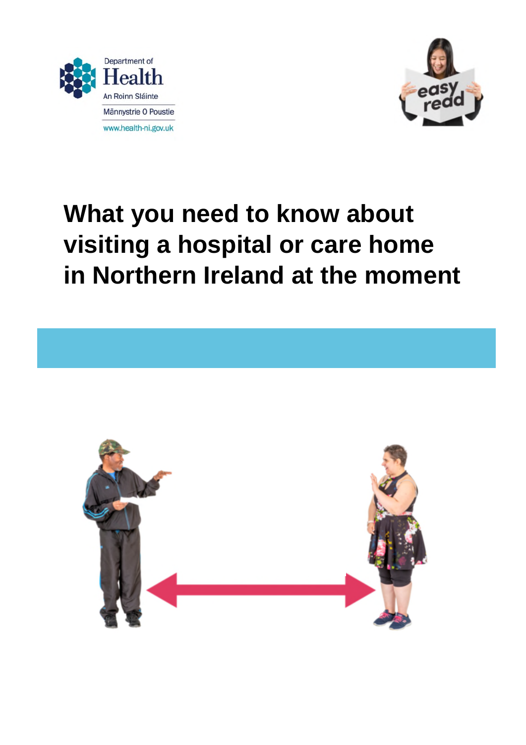Department of Health

An Roinn Sláinte

Männystrie O Poustie

www.health-ni.gov.uk

easy read

# What you need to know about visiting a hospital or care home in Northern Ireland at the moment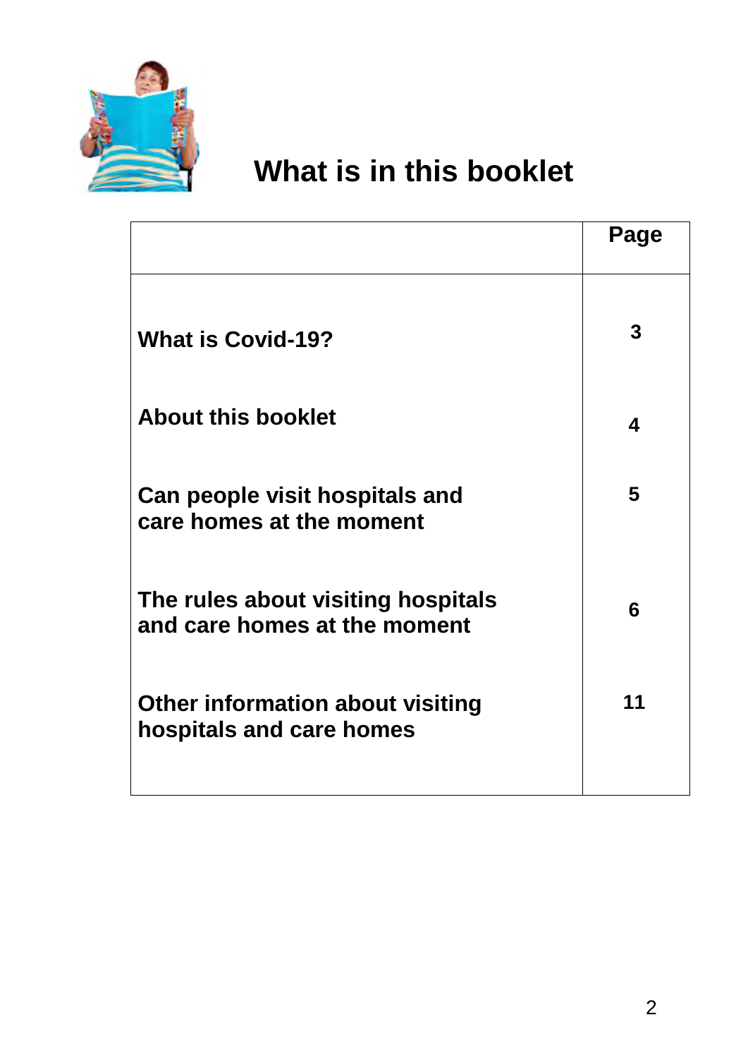# What is in this booklet

| | Page |
|---|---|
| **What is Covid-19?** | **3** |
| **About this booklet** | **4** |
| **Can people visit hospitals and care homes at the moment** | **5** |
| **The rules about visiting hospitals and care homes at the moment** | **6** |
| **Other information about visiting hospitals and care homes** | **11** |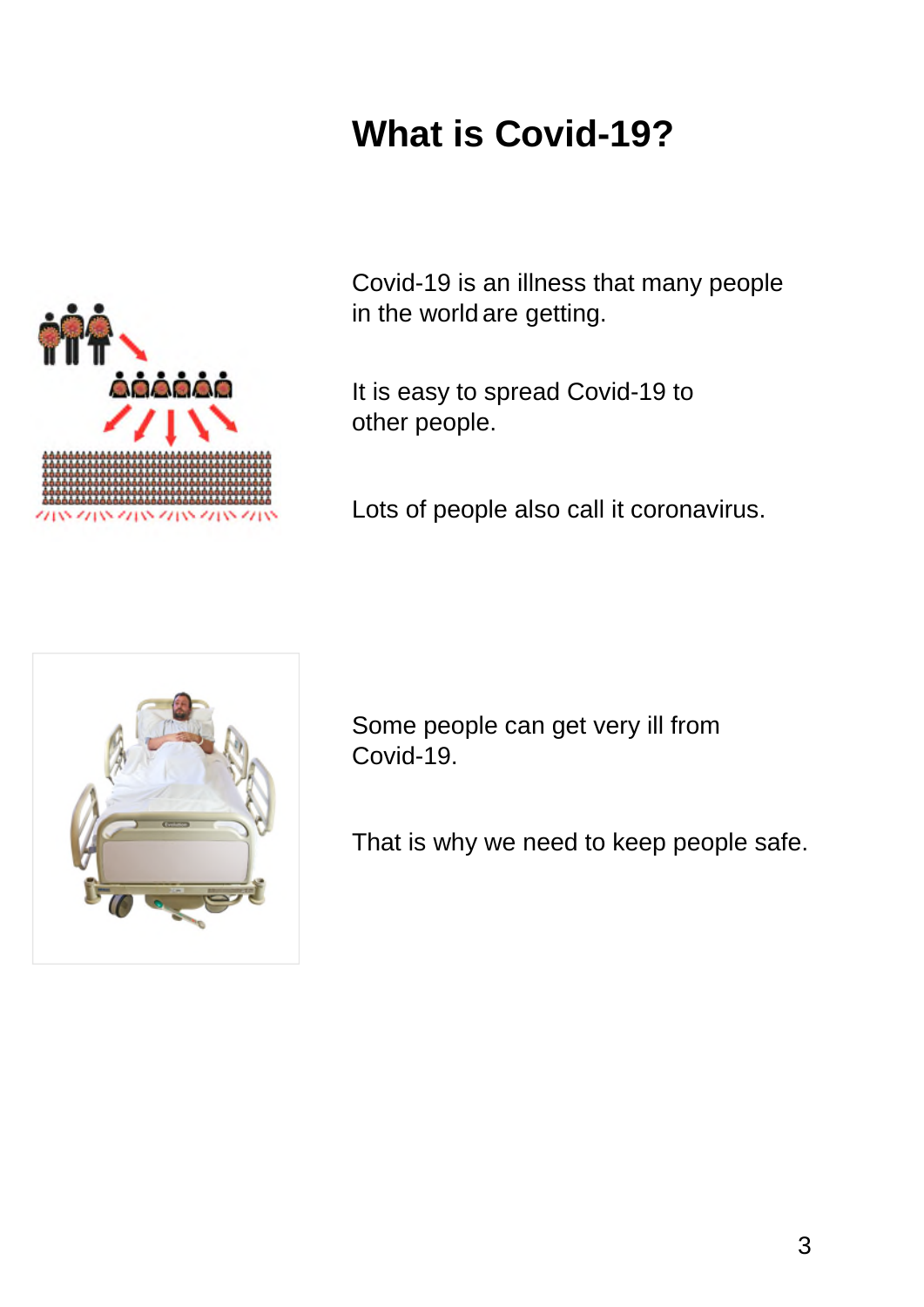# What is Covid-19?

Covid-19 is an illness that many people in the world are getting.

It is easy to spread Covid-19 to other people.

Lots of people also call it coronavirus.

Some people can get very ill from Covid-19.

That is why we need to keep people safe.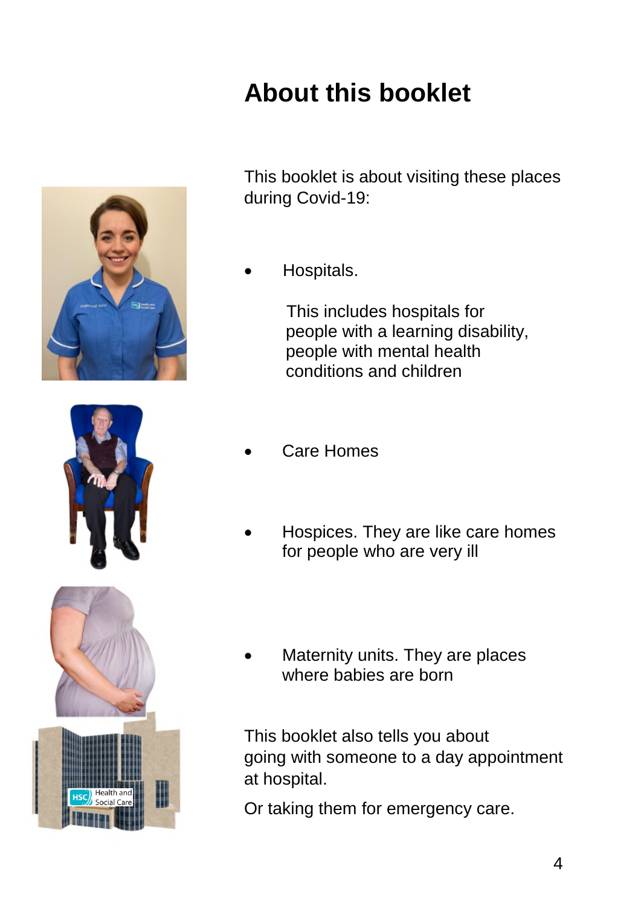# About this booklet

This booklet is about visiting these places during Covid-19:

- Hospitals.

  This includes hospitals for people with a learning disability, people with mental health conditions and children

- Care Homes

- Hospices. They are like care homes for people who are very ill

- Maternity units. They are places where babies are born

This booklet also tells you about going with someone to a day appointment at hospital.

Or taking them for emergency care.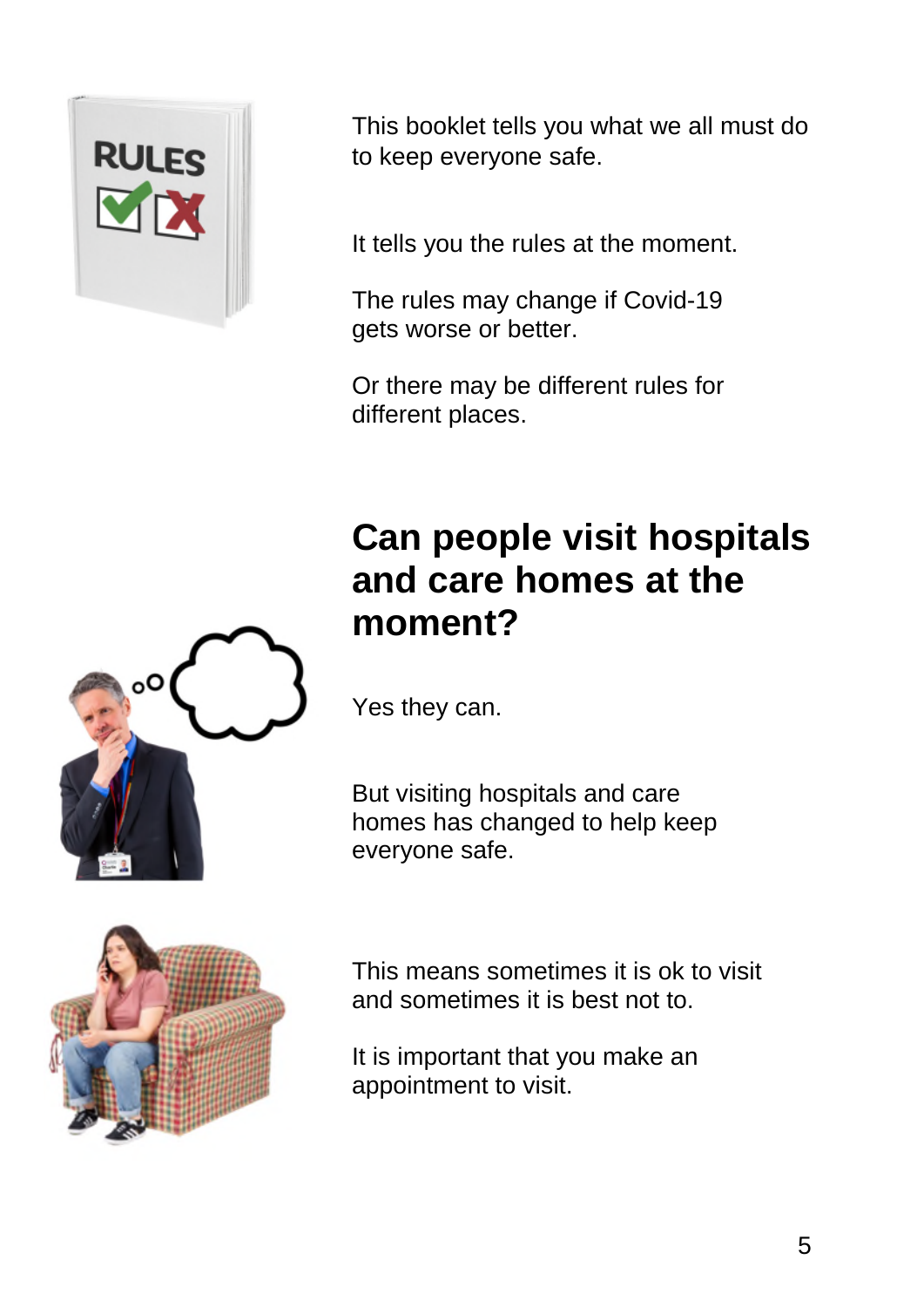This booklet tells you what we all must do to keep everyone safe.

It tells you the rules at the moment.

The rules may change if Covid-19 gets worse or better.

Or there may be different rules for different places.

## Can people visit hospitals and care homes at the moment?

Yes they can.

But visiting hospitals and care homes has changed to help keep everyone safe.

This means sometimes it is ok to visit and sometimes it is best not to.

It is important that you make an appointment to visit.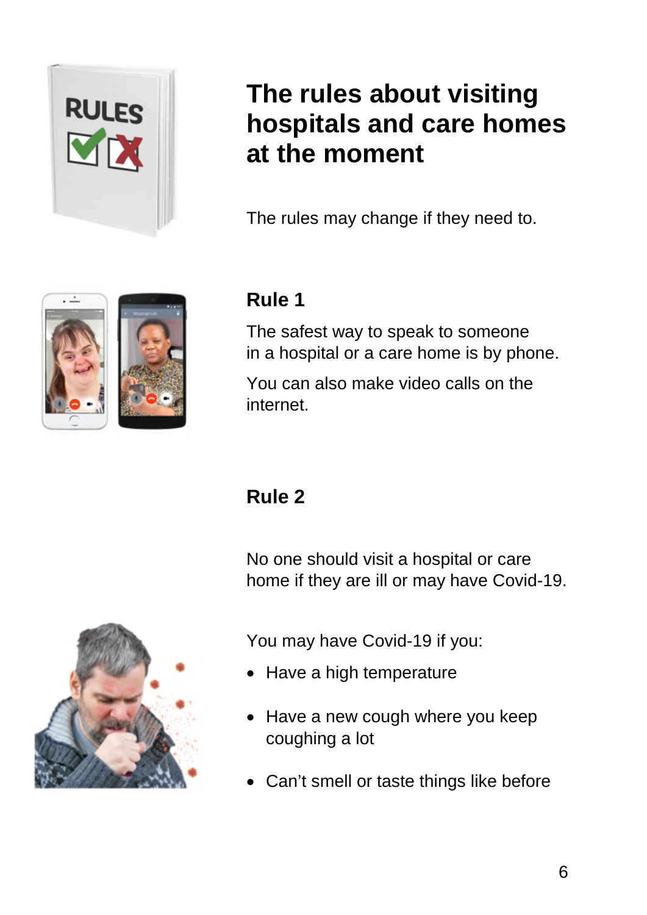# The rules about visiting hospitals and care homes at the moment

The rules may change if they need to.

## Rule 1

The safest way to speak to someone in a hospital or a care home is by phone.

You can also make video calls on the internet.

## Rule 2

No one should visit a hospital or care home if they are ill or may have Covid-19.

You may have Covid-19 if you:

- Have a high temperature
- Have a new cough where you keep coughing a lot
- Can't smell or taste things like before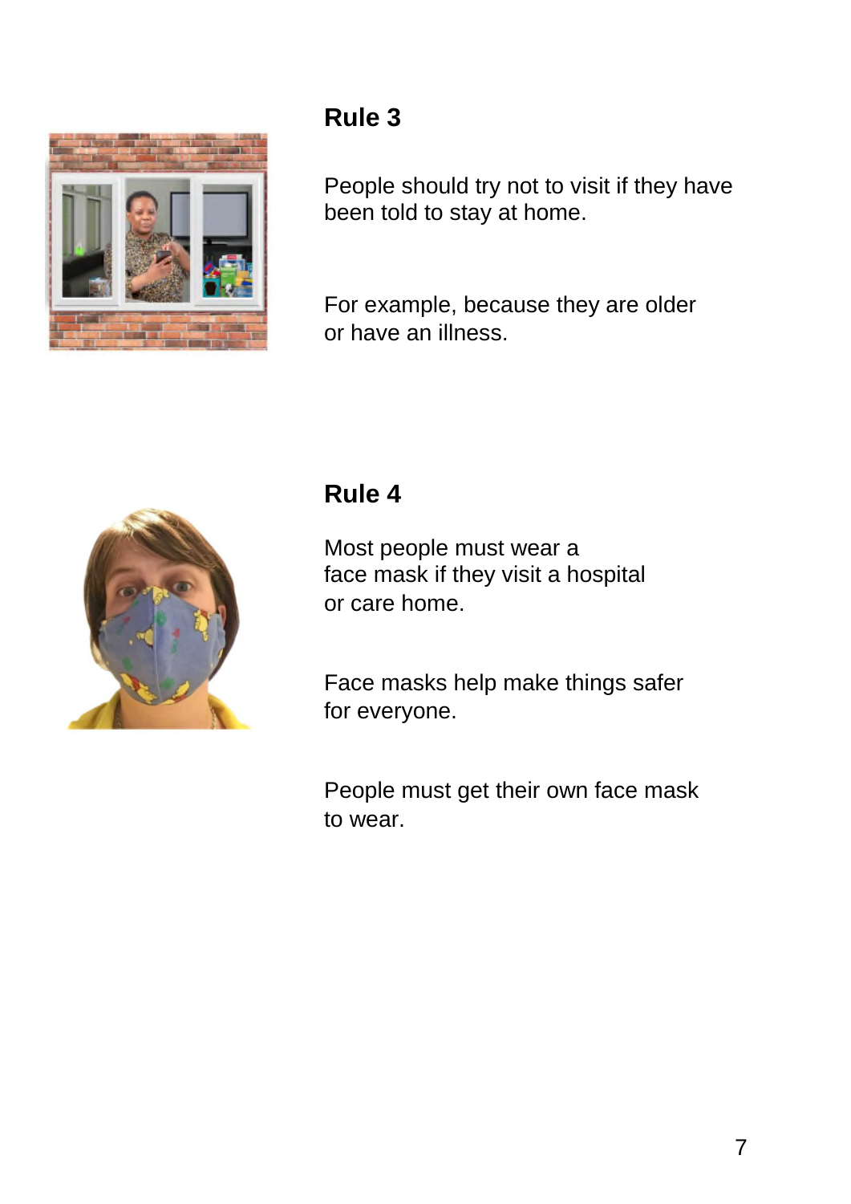## Rule 3

People should try not to visit if they have been told to stay at home.

For example, because they are older or have an illness.

## Rule 4

Most people must wear a face mask if they visit a hospital or care home.

Face masks help make things safer for everyone.

People must get their own face mask to wear.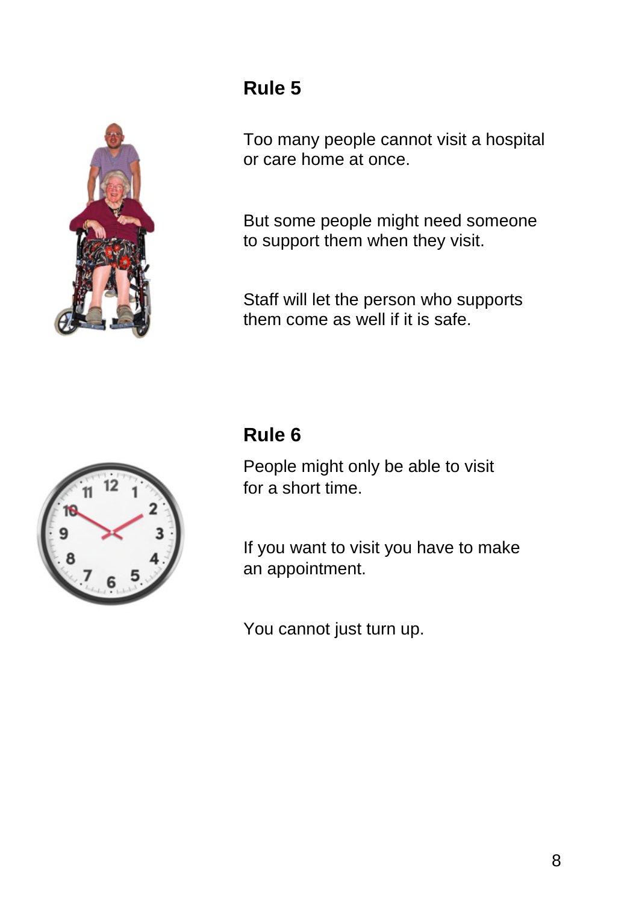## Rule 5

Too many people cannot visit a hospital or care home at once.

But some people might need someone to support them when they visit.

Staff will let the person who supports them come as well if it is safe.

## Rule 6

People might only be able to visit for a short time.

If you want to visit you have to make an appointment.

You cannot just turn up.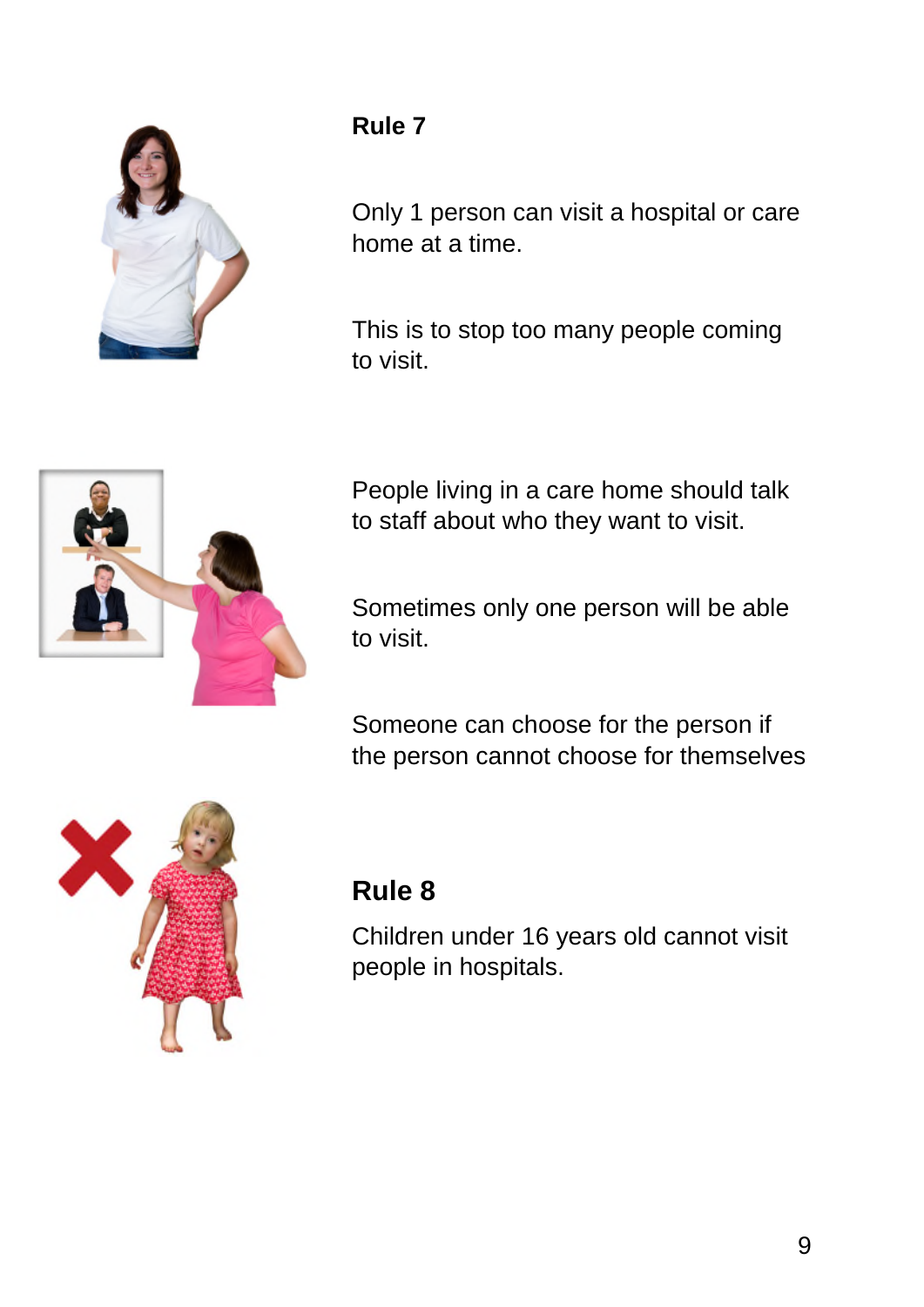## Rule 7

Only 1 person can visit a hospital or care home at a time.

This is to stop too many people coming to visit.

People living in a care home should talk to staff about who they want to visit.

Sometimes only one person will be able to visit.

Someone can choose for the person if the person cannot choose for themselves

## Rule 8

Children under 16 years old cannot visit people in hospitals.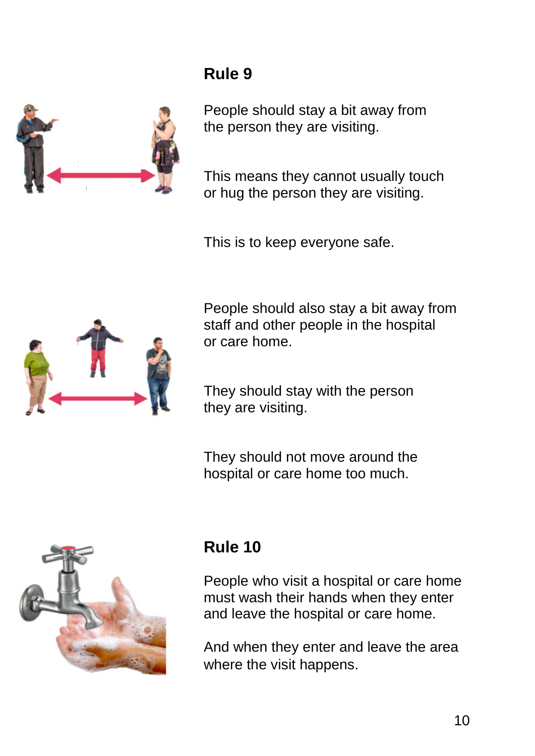## Rule 9

People should stay a bit away from the person they are visiting.

This means they cannot usually touch or hug the person they are visiting.

This is to keep everyone safe.

People should also stay a bit away from staff and other people in the hospital or care home.

They should stay with the person they are visiting.

They should not move around the hospital or care home too much.

## Rule 10

People who visit a hospital or care home must wash their hands when they enter and leave the hospital or care home.

And when they enter and leave the area where the visit happens.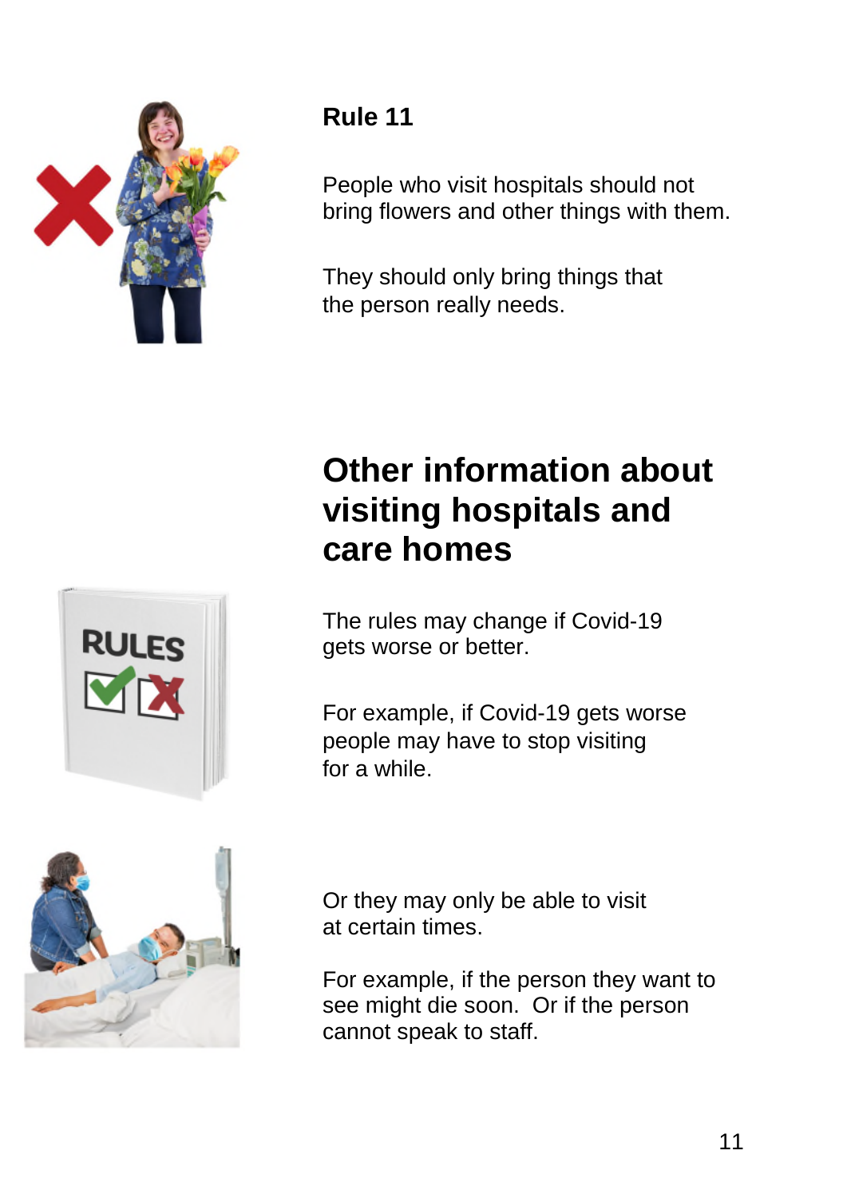### Rule 11

People who visit hospitals should not bring flowers and other things with them.

They should only bring things that the person really needs.

## Other information about visiting hospitals and care homes

The rules may change if Covid-19 gets worse or better.

For example, if Covid-19 gets worse people may have to stop visiting for a while.

Or they may only be able to visit at certain times.

For example, if the person they want to see might die soon. Or if the person cannot speak to staff.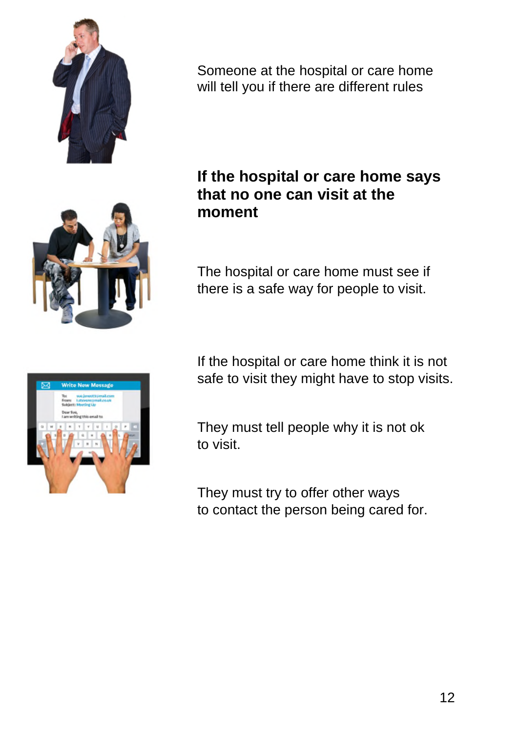Someone at the hospital or care home will tell you if there are different rules

## If the hospital or care home says that no one can visit at the moment

The hospital or care home must see if there is a safe way for people to visit.

If the hospital or care home think it is not safe to visit they might have to stop visits.

They must tell people why it is not ok to visit.

They must try to offer other ways to contact the person being cared for.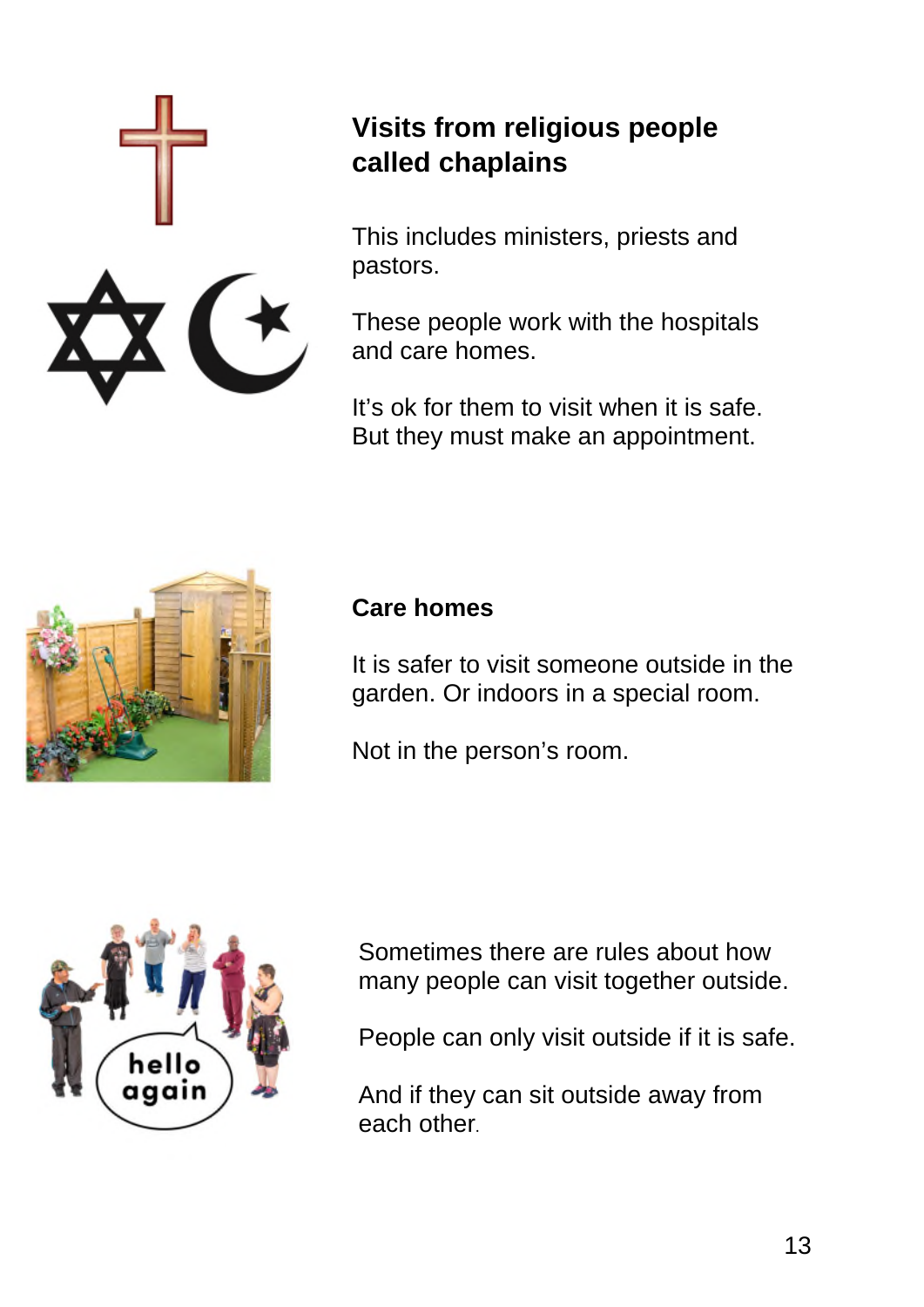## Visits from religious people called chaplains

This includes ministers, priests and pastors.

These people work with the hospitals and care homes.

It's ok for them to visit when it is safe. But they must make an appointment.

## Care homes

It is safer to visit someone outside in the garden. Or indoors in a special room.

Not in the person's room.

Sometimes there are rules about how many people can visit together outside.

People can only visit outside if it is safe.

And if they can sit outside away from each other.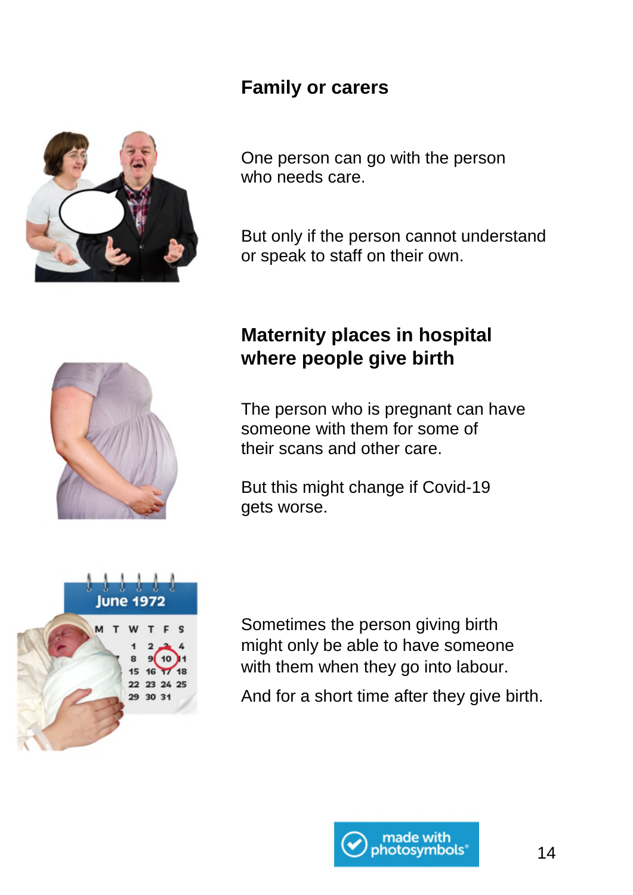## Family or carers

One person can go with the person who needs care.

But only if the person cannot understand or speak to staff on their own.

## Maternity places in hospital where people give birth

The person who is pregnant can have someone with them for some of their scans and other care.

But this might change if Covid-19 gets worse.

Sometimes the person giving birth might only be able to have someone with them when they go into labour.

And for a short time after they give birth.